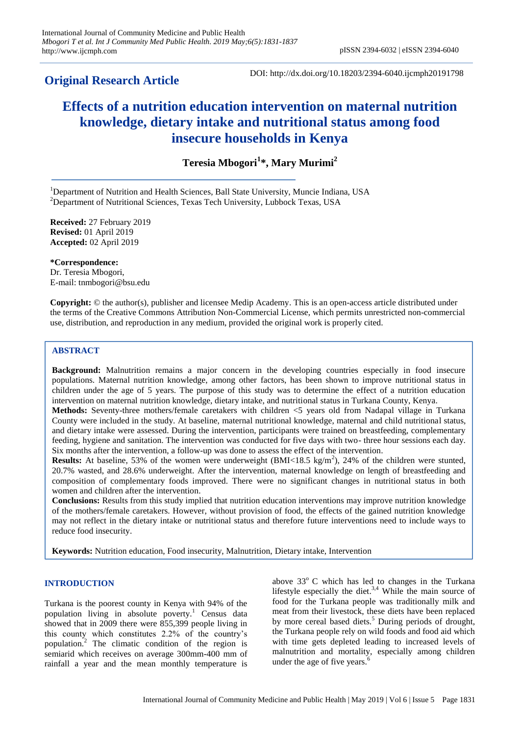**Original Research Article**

DOI: http://dx.doi.org/10.18203/2394-6040.ijcmph20191798

# Effects of a nutrition education intervention on maternal nutrition knowledge, dietary intake and nutritional status among food insecure households in Kenya

**Teresia Mbogori[1]*, Mary Murimi[2]**

[1]Department of Nutrition and Health Sciences, Ball State University, Muncie Indiana, USA
[2]Department of Nutritional Sciences, Texas Tech University, Lubbock Texas, USA

**Received:** 27 February 2019
**Revised:** 01 April 2019
**Accepted:** 02 April 2019

***Correspondence:**
Dr. Teresia Mbogori,
E-mail: tnmbogori@bsu.edu

**Copyright:** © the author(s), publisher and licensee Medip Academy. This is an open-access article distributed under the terms of the Creative Commons Attribution Non-Commercial License, which permits unrestricted non-commercial use, distribution, and reproduction in any medium, provided the original work is properly cited.

## ABSTRACT

**Background:** Malnutrition remains a major concern in the developing countries especially in food insecure populations. Maternal nutrition knowledge, among other factors, has been shown to improve nutritional status in children under the age of 5 years. The purpose of this study was to determine the effect of a nutrition education intervention on maternal nutrition knowledge, dietary intake, and nutritional status in Turkana County, Kenya.

**Methods:** Seventy-three mothers/female caretakers with children <5 years old from Nadapal village in Turkana County were included in the study. At baseline, maternal nutritional knowledge, maternal and child nutritional status, and dietary intake were assessed. During the intervention, participants were trained on breastfeeding, complementary feeding, hygiene and sanitation. The intervention was conducted for five days with two- three hour sessions each day. Six months after the intervention, a follow-up was done to assess the effect of the intervention.

**Results:** At baseline, 53% of the women were underweight (BMI<18.5 kg/m$^2$), 24% of the children were stunted, 20.7% wasted, and 28.6% underweight. After the intervention, maternal knowledge on length of breastfeeding and composition of complementary foods improved. There were no significant changes in nutritional status in both women and children after the intervention.

**Conclusions:** Results from this study implied that nutrition education interventions may improve nutrition knowledge of the mothers/female caretakers. However, without provision of food, the effects of the gained nutrition knowledge may not reflect in the dietary intake or nutritional status and therefore future interventions need to include ways to reduce food insecurity.

**Keywords:** Nutrition education, Food insecurity, Malnutrition, Dietary intake, Intervention

## INTRODUCTION

Turkana is the poorest county in Kenya with 94% of the population living in absolute poverty.[1] Census data showed that in 2009 there were 855,399 people living in this county which constitutes 2.2% of the country's population.[2] The climatic condition of the region is semiarid which receives on average 300mm-400 mm of rainfall a year and the mean monthly temperature is above 33$^{o}$ C which has led to changes in the Turkana lifestyle especially the diet.[3,4] While the main source of food for the Turkana people was traditionally milk and meat from their livestock, these diets have been replaced by more cereal based diets.[5] During periods of drought, the Turkana people rely on wild foods and food aid which with time gets depleted leading to increased levels of malnutrition and mortality, especially among children under the age of five years.[6]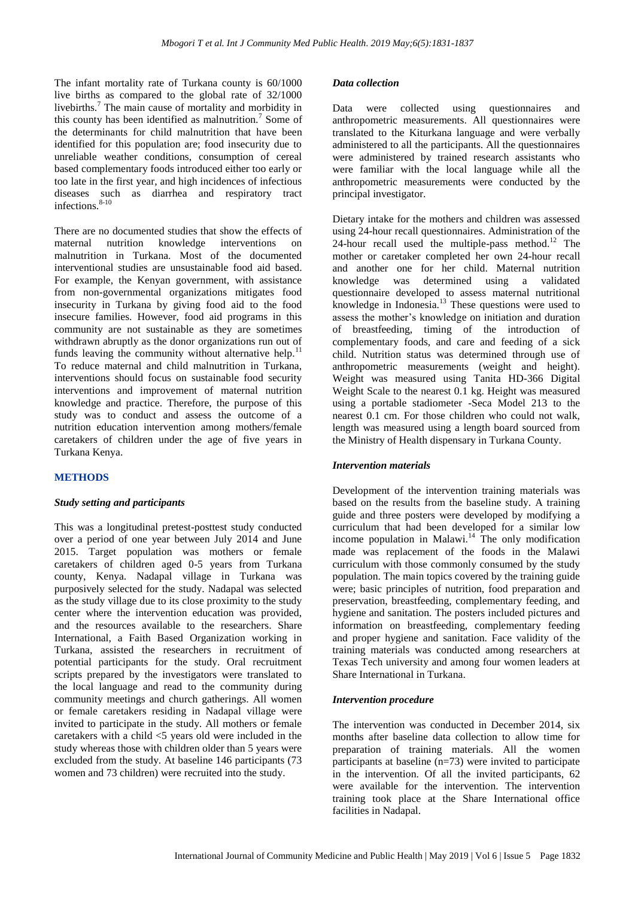The infant mortality rate of Turkana county is 60/1000 live births as compared to the global rate of 32/1000 livebirths.[7] The main cause of mortality and morbidity in this county has been identified as malnutrition.[7] Some of the determinants for child malnutrition that have been identified for this population are; food insecurity due to unreliable weather conditions, consumption of cereal based complementary foods introduced either too early or too late in the first year, and high incidences of infectious diseases such as diarrhea and respiratory tract infections.[8-10]

There are no documented studies that show the effects of maternal nutrition knowledge interventions on malnutrition in Turkana. Most of the documented interventional studies are unsustainable food aid based. For example, the Kenyan government, with assistance from non-governmental organizations mitigates food insecurity in Turkana by giving food aid to the food insecure families. However, food aid programs in this community are not sustainable as they are sometimes withdrawn abruptly as the donor organizations run out of funds leaving the community without alternative help.[11] To reduce maternal and child malnutrition in Turkana, interventions should focus on sustainable food security interventions and improvement of maternal nutrition knowledge and practice. Therefore, the purpose of this study was to conduct and assess the outcome of a nutrition education intervention among mothers/female caretakers of children under the age of five years in Turkana Kenya.

## METHODS

### *Study setting and participants*

This was a longitudinal pretest-posttest study conducted over a period of one year between July 2014 and June 2015. Target population was mothers or female caretakers of children aged 0-5 years from Turkana county, Kenya. Nadapal village in Turkana was purposively selected for the study. Nadapal was selected as the study village due to its close proximity to the study center where the intervention education was provided, and the resources available to the researchers. Share International, a Faith Based Organization working in Turkana, assisted the researchers in recruitment of potential participants for the study. Oral recruitment scripts prepared by the investigators were translated to the local language and read to the community during community meetings and church gatherings. All women or female caretakers residing in Nadapal village were invited to participate in the study. All mothers or female caretakers with a child <5 years old were included in the study whereas those with children older than 5 years were excluded from the study. At baseline 146 participants (73 women and 73 children) were recruited into the study.

### *Data collection*

Data were collected using questionnaires and anthropometric measurements. All questionnaires were translated to the Kiturkana language and were verbally administered to all the participants. All the questionnaires were administered by trained research assistants who were familiar with the local language while all the anthropometric measurements were conducted by the principal investigator.

Dietary intake for the mothers and children was assessed using 24-hour recall questionnaires. Administration of the 24-hour recall used the multiple-pass method.[12] The mother or caretaker completed her own 24-hour recall and another one for her child. Maternal nutrition knowledge was determined using a validated questionnaire developed to assess maternal nutritional knowledge in Indonesia.[13] These questions were used to assess the mother's knowledge on initiation and duration of breastfeeding, timing of the introduction of complementary foods, and care and feeding of a sick child. Nutrition status was determined through use of anthropometric measurements (weight and height). Weight was measured using Tanita HD-366 Digital Weight Scale to the nearest 0.1 kg. Height was measured using a portable stadiometer -Seca Model 213 to the nearest 0.1 cm. For those children who could not walk, length was measured using a length board sourced from the Ministry of Health dispensary in Turkana County.

### *Intervention materials*

Development of the intervention training materials was based on the results from the baseline study. A training guide and three posters were developed by modifying a curriculum that had been developed for a similar low income population in Malawi.[14] The only modification made was replacement of the foods in the Malawi curriculum with those commonly consumed by the study population. The main topics covered by the training guide were; basic principles of nutrition, food preparation and preservation, breastfeeding, complementary feeding, and hygiene and sanitation. The posters included pictures and information on breastfeeding, complementary feeding and proper hygiene and sanitation. Face validity of the training materials was conducted among researchers at Texas Tech university and among four women leaders at Share International in Turkana.

### *Intervention procedure*

The intervention was conducted in December 2014, six months after baseline data collection to allow time for preparation of training materials. All the women participants at baseline (n=73) were invited to participate in the intervention. Of all the invited participants, 62 were available for the intervention. The intervention training took place at the Share International office facilities in Nadapal.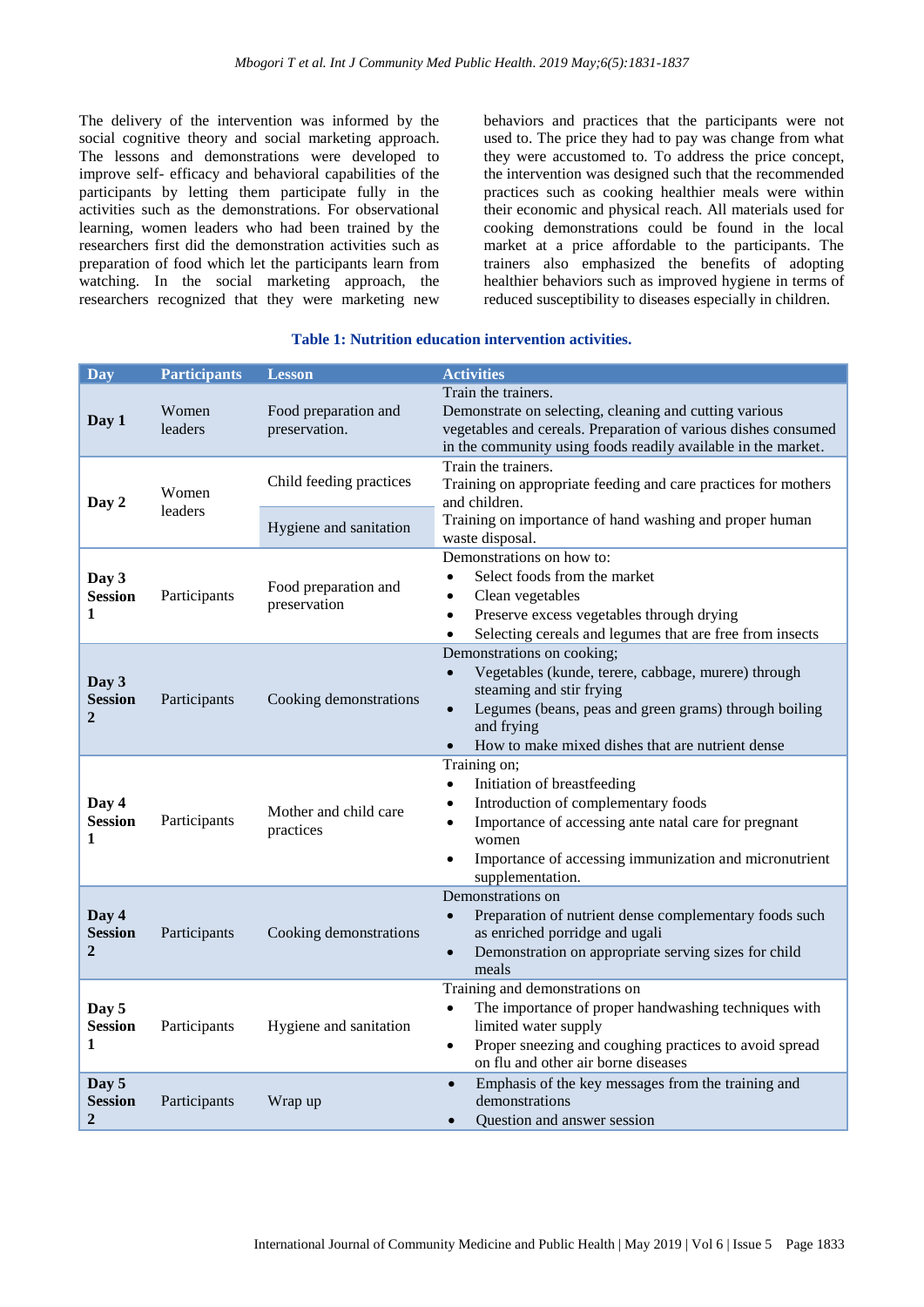The delivery of the intervention was informed by the social cognitive theory and social marketing approach. The lessons and demonstrations were developed to improve self- efficacy and behavioral capabilities of the participants by letting them participate fully in the activities such as the demonstrations. For observational learning, women leaders who had been trained by the researchers first did the demonstration activities such as preparation of food which let the participants learn from watching. In the social marketing approach, the researchers recognized that they were marketing new behaviors and practices that the participants were not used to. The price they had to pay was change from what they were accustomed to. To address the price concept, the intervention was designed such that the recommended practices such as cooking healthier meals were within their economic and physical reach. All materials used for cooking demonstrations could be found in the local market at a price affordable to the participants. The trainers also emphasized the benefits of adopting healthier behaviors such as improved hygiene in terms of reduced susceptibility to diseases especially in children.

**Table 1: Nutrition education intervention activities.**

| Day | Participants | Lesson | Activities |
|---|---|---|---|
| **Day 1** | Women leaders | Food preparation and preservation. | Train the trainers. Demonstrate on selecting, cleaning and cutting various vegetables and cereals. Preparation of various dishes consumed in the community using foods readily available in the market. |
| **Day 2** | Women leaders | Child feeding practices | Train the trainers. Training on appropriate feeding and care practices for mothers and children. |
| | | Hygiene and sanitation | Training on importance of hand washing and proper human waste disposal. |
| **Day 3 Session 1** | Participants | Food preparation and preservation | Demonstrations on how to: • Select foods from the market • Clean vegetables • Preserve excess vegetables through drying • Selecting cereals and legumes that are free from insects |
| **Day 3 Session 2** | Participants | Cooking demonstrations | Demonstrations on cooking; • Vegetables (kunde, terere, cabbage, murere) through steaming and stir frying • Legumes (beans, peas and green grams) through boiling and frying • How to make mixed dishes that are nutrient dense |
| **Day 4 Session 1** | Participants | Mother and child care practices | Training on; • Initiation of breastfeeding • Introduction of complementary foods • Importance of accessing ante natal care for pregnant women • Importance of accessing immunization and micronutrient supplementation. |
| **Day 4 Session 2** | Participants | Cooking demonstrations | Demonstrations on • Preparation of nutrient dense complementary foods such as enriched porridge and ugali • Demonstration on appropriate serving sizes for child meals |
| **Day 5 Session 1** | Participants | Hygiene and sanitation | Training and demonstrations on • The importance of proper handwashing techniques with limited water supply • Proper sneezing and coughing practices to avoid spread on flu and other air borne diseases |
| **Day 5 Session 2** | Participants | Wrap up | • Emphasis of the key messages from the training and demonstrations • Question and answer session |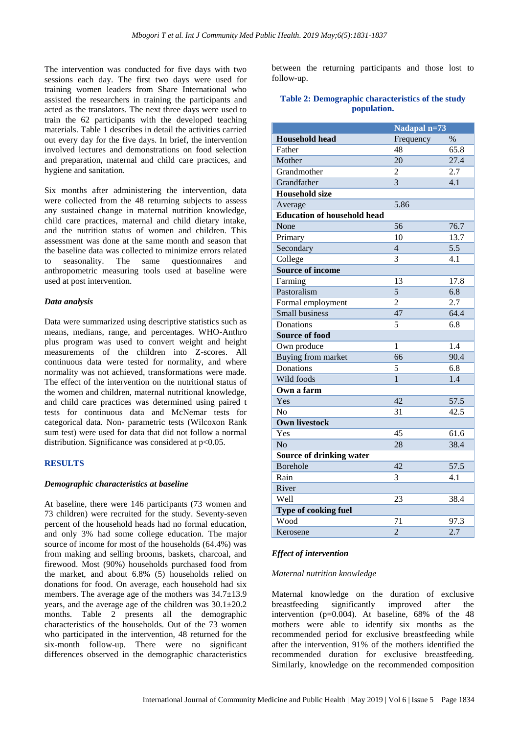The intervention was conducted for five days with two sessions each day. The first two days were used for training women leaders from Share International who assisted the researchers in training the participants and acted as the translators. The next three days were used to train the 62 participants with the developed teaching materials. Table 1 describes in detail the activities carried out every day for the five days. In brief, the intervention involved lectures and demonstrations on food selection and preparation, maternal and child care practices, and hygiene and sanitation.

Six months after administering the intervention, data were collected from the 48 returning subjects to assess any sustained change in maternal nutrition knowledge, child care practices, maternal and child dietary intake, and the nutrition status of women and children. This assessment was done at the same month and season that the baseline data was collected to minimize errors related to seasonality. The same questionnaires and anthropometric measuring tools used at baseline were used at post intervention.

### *Data analysis*

Data were summarized using descriptive statistics such as means, medians, range, and percentages. WHO-Anthro plus program was used to convert weight and height measurements of the children into Z-scores. All continuous data were tested for normality, and where normality was not achieved, transformations were made. The effect of the intervention on the nutritional status of the women and children, maternal nutritional knowledge, and child care practices was determined using paired t tests for continuous data and McNemar tests for categorical data. Non- parametric tests (Wilcoxon Rank sum test) were used for data that did not follow a normal distribution. Significance was considered at $p<0.05$.

## RESULTS

### *Demographic characteristics at baseline*

At baseline, there were 146 participants (73 women and 73 children) were recruited for the study. Seventy-seven percent of the household heads had no formal education, and only 3% had some college education. The major source of income for most of the households (64.4%) was from making and selling brooms, baskets, charcoal, and firewood. Most (90%) households purchased food from the market, and about 6.8% (5) households relied on donations for food. On average, each household had six members. The average age of the mothers was 34.7±13.9 years, and the average age of the children was 30.1±20.2 months. Table 2 presents all the demographic characteristics of the households. Out of the 73 women who participated in the intervention, 48 returned for the six-month follow-up. There were no significant differences observed in the demographic characteristics between the returning participants and those lost to follow-up.

**Table 2: Demographic characteristics of the study population.**

| | Nadapal n=73 | |
|---|---|---|
| **Household head** | Frequency | % |
| Father | 48 | 65.8 |
| Mother | 20 | 27.4 |
| Grandmother | 2 | 2.7 |
| Grandfather | 3 | 4.1 |
| **Household size** | | |
| Average | 5.86 | |
| **Education of household head** | | |
| None | 56 | 76.7 |
| Primary | 10 | 13.7 |
| Secondary | 4 | 5.5 |
| College | 3 | 4.1 |
| **Source of income** | | |
| Farming | 13 | 17.8 |
| Pastoralism | 5 | 6.8 |
| Formal employment | 2 | 2.7 |
| Small business | 47 | 64.4 |
| Donations | 5 | 6.8 |
| **Source of food** | | |
| Own produce | 1 | 1.4 |
| Buying from market | 66 | 90.4 |
| Donations | 5 | 6.8 |
| Wild foods | 1 | 1.4 |
| **Own a farm** | | |
| Yes | 42 | 57.5 |
| No | 31 | 42.5 |
| **Own livestock** | | |
| Yes | 45 | 61.6 |
| No | 28 | 38.4 |
| **Source of drinking water** | | |
| Borehole | 42 | 57.5 |
| Rain | 3 | 4.1 |
| River | | |
| Well | 23 | 38.4 |
| **Type of cooking fuel** | | |
| Wood | 71 | 97.3 |
| Kerosene | 2 | 2.7 |

### *Effect of intervention*

#### *Maternal nutrition knowledge*

Maternal knowledge on the duration of exclusive breastfeeding significantly improved after the intervention (p=0.004). At baseline, 68% of the 48 mothers were able to identify six months as the recommended period for exclusive breastfeeding while after the intervention, 91% of the mothers identified the recommended duration for exclusive breastfeeding. Similarly, knowledge on the recommended composition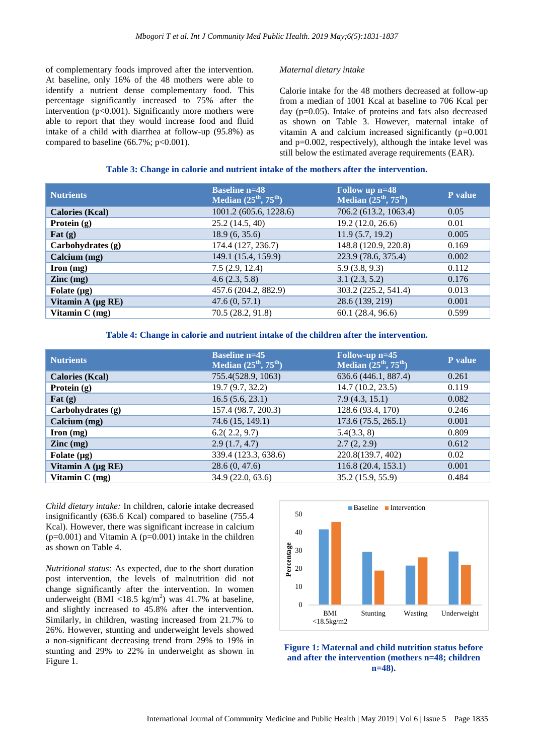of complementary foods improved after the intervention. At baseline, only 16% of the 48 mothers were able to identify a nutrient dense complementary food. This percentage significantly increased to 75% after the intervention ($p<0.001$). Significantly more mothers were able to report that they would increase food and fluid intake of a child with diarrhea at follow-up (95.8%) as compared to baseline (66.7%; $p<0.001$).

*Maternal dietary intake*

Calorie intake for the 48 mothers decreased at follow-up from a median of 1001 Kcal at baseline to 706 Kcal per day ($p=0.05$). Intake of proteins and fats also decreased as shown on Table 3. However, maternal intake of vitamin A and calcium increased significantly ($p=0.001$ and $p=0.002$, respectively), although the intake level was still below the estimated average requirements (EAR).

**Table 3: Change in calorie and nutrient intake of the mothers after the intervention.**

| Nutrients | Baseline n=48 Median ($25^{th}$, $75^{th}$) | Follow up n=48 Median ($25^{th}$, $75^{th}$) | P value |
|---|---|---|---|
| **Calories (Kcal)** | 1001.2 (605.6, 1228.6) | 706.2 (613.2, 1063.4) | 0.05 |
| **Protein (g)** | 25.2 (14.5, 40) | 19.2 (12.0, 26.6) | 0.01 |
| **Fat (g)** | 18.9 (6, 35.6) | 11.9 (5.7, 19.2) | 0.005 |
| **Carbohydrates (g)** | 174.4 (127, 236.7) | 148.8 (120.9, 220.8) | 0.169 |
| **Calcium (mg)** | 149.1 (15.4, 159.9) | 223.9 (78.6, 375.4) | 0.002 |
| **Iron (mg)** | 7.5 (2.9, 12.4) | 5.9 (3.8, 9.3) | 0.112 |
| **Zinc (mg)** | 4.6 (2.3, 5.8) | 3.1 (2.3, 5.2) | 0.176 |
| **Folate (µg)** | 457.6 (204.2, 882.9) | 303.2 (225.2, 541.4) | 0.013 |
| **Vitamin A (µg RE)** | 47.6 (0, 57.1) | 28.6 (139, 219) | 0.001 |
| **Vitamin C (mg)** | 70.5 (28.2, 91.8) | 60.1 (28.4, 96.6) | 0.599 |

**Table 4: Change in calorie and nutrient intake of the children after the intervention.**

| Nutrients | Baseline n=45 Median ($25^{th}$, $75^{th}$) | Follow-up n=45 Median ($25^{th}$, $75^{th}$) | P value |
|---|---|---|---|
| **Calories (Kcal)** | 755.4(528.9, 1063) | 636.6 (446.1, 887.4) | 0.261 |
| **Protein (g)** | 19.7 (9.7, 32.2) | 14.7 (10.2, 23.5) | 0.119 |
| **Fat (g)** | 16.5 (5.6, 23.1) | 7.9 (4.3, 15.1) | 0.082 |
| **Carbohydrates (g)** | 157.4 (98.7, 200.3) | 128.6 (93.4, 170) | 0.246 |
| **Calcium (mg)** | 74.6 (15, 149.1) | 173.6 (75.5, 265.1) | 0.001 |
| **Iron (mg)** | 6.2( 2.2, 9.7) | 5.4(3.3, 8) | 0.809 |
| **Zinc (mg)** | 2.9 (1.7, 4.7) | 2.7 (2, 2.9) | 0.612 |
| **Folate (µg)** | 339.4 (123.3, 638.6) | 220.8(139.7, 402) | 0.02 |
| **Vitamin A (µg RE)** | 28.6 (0, 47.6) | 116.8 (20.4, 153.1) | 0.001 |
| **Vitamin C (mg)** | 34.9 (22.0, 63.6) | 35.2 (15.9, 55.9) | 0.484 |

*Child dietary intake:* In children, calorie intake decreased insignificantly (636.6 Kcal) compared to baseline (755.4 Kcal). However, there was significant increase in calcium ($p=0.001$) and Vitamin A ($p=0.001$) intake in the children as shown on Table 4.

*Nutritional status:* As expected, due to the short duration post intervention, the levels of malnutrition did not change significantly after the intervention. In women underweight (BMI <18.5 kg/m$^2$) was 41.7% at baseline, and slightly increased to 45.8% after the intervention. Similarly, in children, wasting increased from 21.7% to 26%. However, stunting and underweight levels showed a non-significant decreasing trend from 29% to 19% in stunting and 29% to 22% in underweight as shown in Figure 1.

Baseline
Intervention
Percentage
50
40
30
20
10
0
BMI <18.5kg/m2
Stunting
Wasting
Underweight

**Figure 1: Maternal and child nutrition status before and after the intervention (mothers n=48; children n=48).**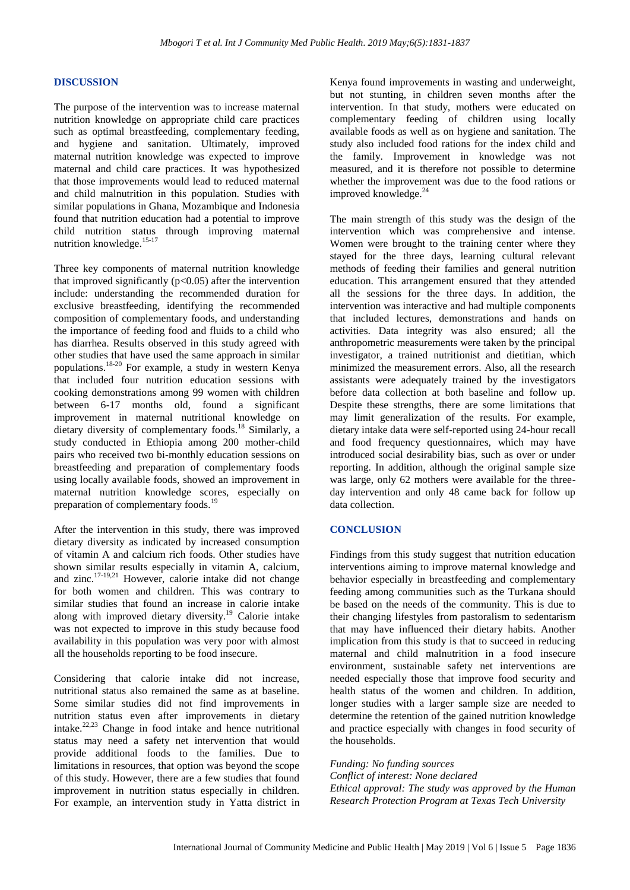## DISCUSSION

The purpose of the intervention was to increase maternal nutrition knowledge on appropriate child care practices such as optimal breastfeeding, complementary feeding, and hygiene and sanitation. Ultimately, improved maternal nutrition knowledge was expected to improve maternal and child care practices. It was hypothesized that those improvements would lead to reduced maternal and child malnutrition in this population. Studies with similar populations in Ghana, Mozambique and Indonesia found that nutrition education had a potential to improve child nutrition status through improving maternal nutrition knowledge.[15-17]

Three key components of maternal nutrition knowledge that improved significantly ($p<0.05$) after the intervention include: understanding the recommended duration for exclusive breastfeeding, identifying the recommended composition of complementary foods, and understanding the importance of feeding food and fluids to a child who has diarrhea. Results observed in this study agreed with other studies that have used the same approach in similar populations.[18-20] For example, a study in western Kenya that included four nutrition education sessions with cooking demonstrations among 99 women with children between 6-17 months old, found a significant improvement in maternal nutritional knowledge on dietary diversity of complementary foods.[18] Similarly, a study conducted in Ethiopia among 200 mother-child pairs who received two bi-monthly education sessions on breastfeeding and preparation of complementary foods using locally available foods, showed an improvement in maternal nutrition knowledge scores, especially on preparation of complementary foods.[19]

After the intervention in this study, there was improved dietary diversity as indicated by increased consumption of vitamin A and calcium rich foods. Other studies have shown similar results especially in vitamin A, calcium, and zinc.[17-19,21] However, calorie intake did not change for both women and children. This was contrary to similar studies that found an increase in calorie intake along with improved dietary diversity.[19] Calorie intake was not expected to improve in this study because food availability in this population was very poor with almost all the households reporting to be food insecure.

Considering that calorie intake did not increase, nutritional status also remained the same as at baseline. Some similar studies did not find improvements in nutrition status even after improvements in dietary intake.[22,23] Change in food intake and hence nutritional status may need a safety net intervention that would provide additional foods to the families. Due to limitations in resources, that option was beyond the scope of this study. However, there are a few studies that found improvement in nutrition status especially in children. For example, an intervention study in Yatta district in Kenya found improvements in wasting and underweight, but not stunting, in children seven months after the intervention. In that study, mothers were educated on complementary feeding of children using locally available foods as well as on hygiene and sanitation. The study also included food rations for the index child and the family. Improvement in knowledge was not measured, and it is therefore not possible to determine whether the improvement was due to the food rations or improved knowledge.[24]

The main strength of this study was the design of the intervention which was comprehensive and intense. Women were brought to the training center where they stayed for the three days, learning cultural relevant methods of feeding their families and general nutrition education. This arrangement ensured that they attended all the sessions for the three days. In addition, the intervention was interactive and had multiple components that included lectures, demonstrations and hands on activities. Data integrity was also ensured; all the anthropometric measurements were taken by the principal investigator, a trained nutritionist and dietitian, which minimized the measurement errors. Also, all the research assistants were adequately trained by the investigators before data collection at both baseline and follow up. Despite these strengths, there are some limitations that may limit generalization of the results. For example, dietary intake data were self-reported using 24-hour recall and food frequency questionnaires, which may have introduced social desirability bias, such as over or under reporting. In addition, although the original sample size was large, only 62 mothers were available for the three-day intervention and only 48 came back for follow up data collection.

## CONCLUSION

Findings from this study suggest that nutrition education interventions aiming to improve maternal knowledge and behavior especially in breastfeeding and complementary feeding among communities such as the Turkana should be based on the needs of the community. This is due to their changing lifestyles from pastoralism to sedentarism that may have influenced their dietary habits. Another implication from this study is that to succeed in reducing maternal and child malnutrition in a food insecure environment, sustainable safety net interventions are needed especially those that improve food security and health status of the women and children. In addition, longer studies with a larger sample size are needed to determine the retention of the gained nutrition knowledge and practice especially with changes in food security of the households.

*Funding: No funding sources*
*Conflict of interest: None declared*
*Ethical approval: The study was approved by the Human Research Protection Program at Texas Tech University*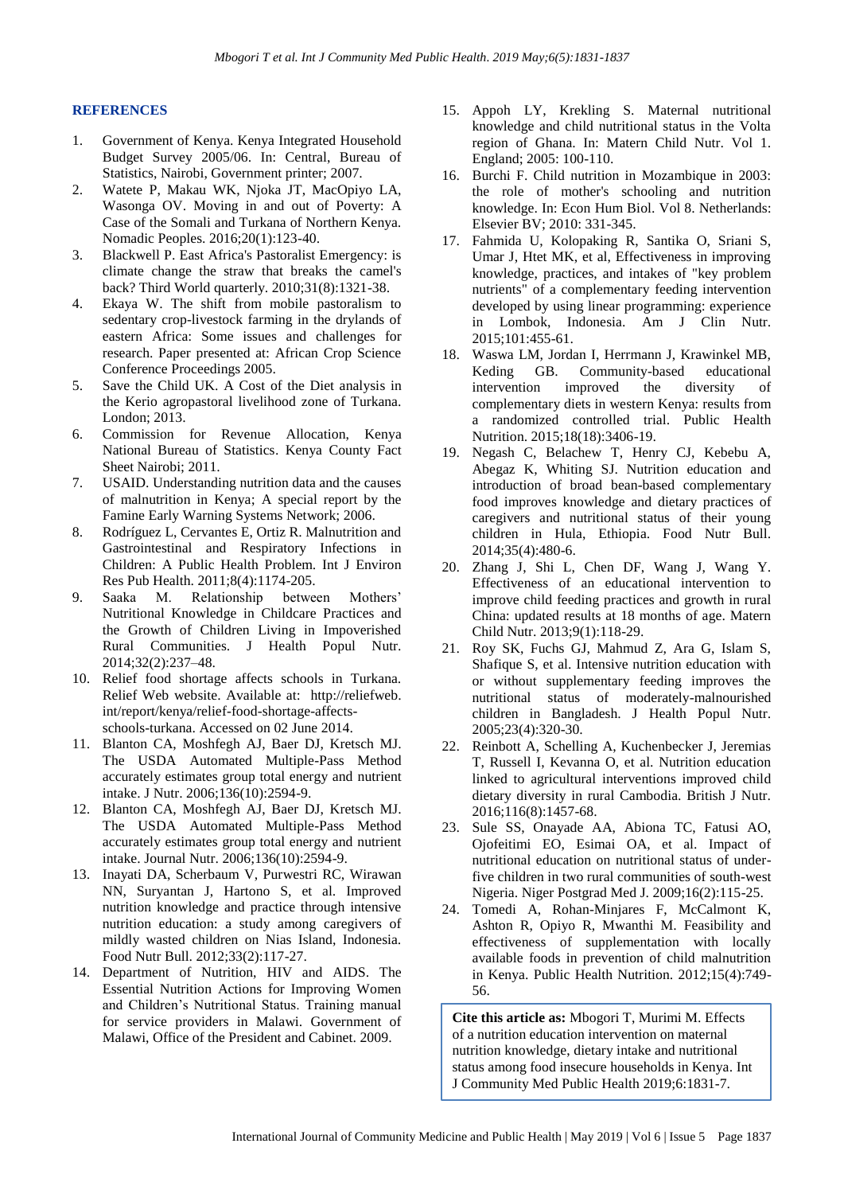## REFERENCES

1. Government of Kenya. Kenya Integrated Household Budget Survey 2005/06. In: Central, Bureau of Statistics, Nairobi, Government printer; 2007.
2. Watete P, Makau WK, Njoka JT, MacOpiyo LA, Wasonga OV. Moving in and out of Poverty: A Case of the Somali and Turkana of Northern Kenya. Nomadic Peoples. 2016;20(1):123-40.
3. Blackwell P. East Africa's Pastoralist Emergency: is climate change the straw that breaks the camel's back? Third World quarterly. 2010;31(8):1321-38.
4. Ekaya W. The shift from mobile pastoralism to sedentary crop-livestock farming in the drylands of eastern Africa: Some issues and challenges for research. Paper presented at: African Crop Science Conference Proceedings 2005.
5. Save the Child UK. A Cost of the Diet analysis in the Kerio agropastoral livelihood zone of Turkana. London; 2013.
6. Commission for Revenue Allocation, Kenya National Bureau of Statistics. Kenya County Fact Sheet Nairobi; 2011.
7. USAID. Understanding nutrition data and the causes of malnutrition in Kenya; A special report by the Famine Early Warning Systems Network; 2006.
8. Rodríguez L, Cervantes E, Ortiz R. Malnutrition and Gastrointestinal and Respiratory Infections in Children: A Public Health Problem. Int J Environ Res Pub Health. 2011;8(4):1174-205.
9. Saaka M. Relationship between Mothers' Nutritional Knowledge in Childcare Practices and the Growth of Children Living in Impoverished Rural Communities. J Health Popul Nutr. 2014;32(2):237–48.
10. Relief food shortage affects schools in Turkana. Relief Web website. Available at: http://reliefweb.int/report/kenya/relief-food-shortage-affects-schools-turkana. Accessed on 02 June 2014.
11. Blanton CA, Moshfegh AJ, Baer DJ, Kretsch MJ. The USDA Automated Multiple-Pass Method accurately estimates group total energy and nutrient intake. J Nutr. 2006;136(10):2594-9.
12. Blanton CA, Moshfegh AJ, Baer DJ, Kretsch MJ. The USDA Automated Multiple-Pass Method accurately estimates group total energy and nutrient intake. Journal Nutr. 2006;136(10):2594-9.
13. Inayati DA, Scherbaum V, Purwestri RC, Wirawan NN, Suryantan J, Hartono S, et al. Improved nutrition knowledge and practice through intensive nutrition education: a study among caregivers of mildly wasted children on Nias Island, Indonesia. Food Nutr Bull. 2012;33(2):117-27.
14. Department of Nutrition, HIV and AIDS. The Essential Nutrition Actions for Improving Women and Children's Nutritional Status. Training manual for service providers in Malawi. Government of Malawi, Office of the President and Cabinet. 2009.
15. Appoh LY, Krekling S. Maternal nutritional knowledge and child nutritional status in the Volta region of Ghana. In: Matern Child Nutr. Vol 1. England; 2005: 100-110.
16. Burchi F. Child nutrition in Mozambique in 2003: the role of mother's schooling and nutrition knowledge. In: Econ Hum Biol. Vol 8. Netherlands: Elsevier BV; 2010: 331-345.
17. Fahmida U, Kolopaking R, Santika O, Sriani S, Umar J, Htet MK, et al, Effectiveness in improving knowledge, practices, and intakes of "key problem nutrients" of a complementary feeding intervention developed by using linear programming: experience in Lombok, Indonesia. Am J Clin Nutr. 2015;101:455-61.
18. Waswa LM, Jordan I, Herrmann J, Krawinkel MB, Keding GB. Community-based educational intervention improved the diversity of complementary diets in western Kenya: results from a randomized controlled trial. Public Health Nutrition. 2015;18(18):3406-19.
19. Negash C, Belachew T, Henry CJ, Kebebu A, Abegaz K, Whiting SJ. Nutrition education and introduction of broad bean-based complementary food improves knowledge and dietary practices of caregivers and nutritional status of their young children in Hula, Ethiopia. Food Nutr Bull. 2014;35(4):480-6.
20. Zhang J, Shi L, Chen DF, Wang J, Wang Y. Effectiveness of an educational intervention to improve child feeding practices and growth in rural China: updated results at 18 months of age. Matern Child Nutr. 2013;9(1):118-29.
21. Roy SK, Fuchs GJ, Mahmud Z, Ara G, Islam S, Shafique S, et al. Intensive nutrition education with or without supplementary feeding improves the nutritional status of moderately-malnourished children in Bangladesh. J Health Popul Nutr. 2005;23(4):320-30.
22. Reinbott A, Schelling A, Kuchenbecker J, Jeremias T, Russell I, Kevanna O, et al. Nutrition education linked to agricultural interventions improved child dietary diversity in rural Cambodia. British J Nutr. 2016;116(8):1457-68.
23. Sule SS, Onayade AA, Abiona TC, Fatusi AO, Ojofeitimi EO, Esimai OA, et al. Impact of nutritional education on nutritional status of under-five children in two rural communities of south-west Nigeria. Niger Postgrad Med J. 2009;16(2):115-25.
24. Tomedi A, Rohan-Minjares F, McCalmont K, Ashton R, Opiyo R, Mwanthi M. Feasibility and effectiveness of supplementation with locally available foods in prevention of child malnutrition in Kenya. Public Health Nutrition. 2012;15(4):749-56.

**Cite this article as:** Mbogori T, Murimi M. Effects of a nutrition education intervention on maternal nutrition knowledge, dietary intake and nutritional status among food insecure households in Kenya. Int J Community Med Public Health 2019;6:1831-7.